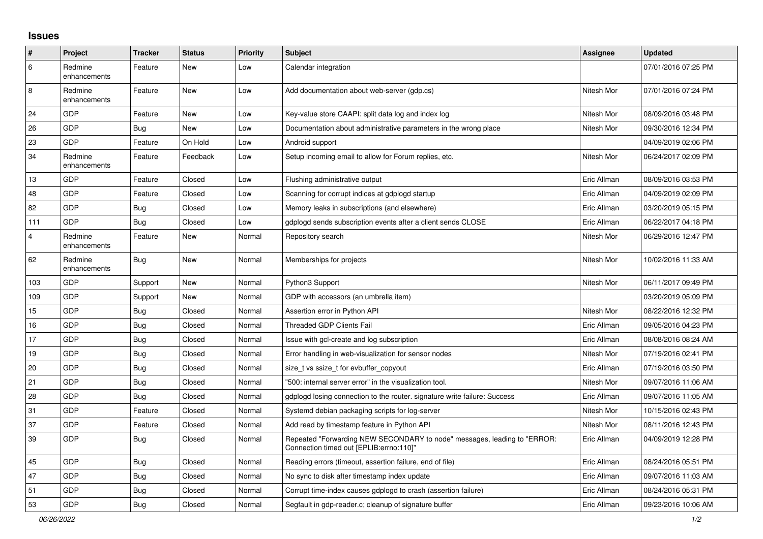## Issues

| # | Project | Tracker | Status | Priority | Subject | Assignee | Updated |
|---|---|---|---|---|---|---|---|
| 6 | Redmine enhancements | Feature | New | Low | Calendar integration | | 07/01/2016 07:25 PM |
| 8 | Redmine enhancements | Feature | New | Low | Add documentation about web-server (gdp.cs) | Nitesh Mor | 07/01/2016 07:24 PM |
| 24 | GDP | Feature | New | Low | Key-value store CAAPI: split data log and index log | Nitesh Mor | 08/09/2016 03:48 PM |
| 26 | GDP | Bug | New | Low | Documentation about administrative parameters in the wrong place | Nitesh Mor | 09/30/2016 12:34 PM |
| 23 | GDP | Feature | On Hold | Low | Android support | | 04/09/2019 02:06 PM |
| 34 | Redmine enhancements | Feature | Feedback | Low | Setup incoming email to allow for Forum replies, etc. | Nitesh Mor | 06/24/2017 02:09 PM |
| 13 | GDP | Feature | Closed | Low | Flushing administrative output | Eric Allman | 08/09/2016 03:53 PM |
| 48 | GDP | Feature | Closed | Low | Scanning for corrupt indices at gdplogd startup | Eric Allman | 04/09/2019 02:09 PM |
| 82 | GDP | Bug | Closed | Low | Memory leaks in subscriptions (and elsewhere) | Eric Allman | 03/20/2019 05:15 PM |
| 111 | GDP | Bug | Closed | Low | gdplogd sends subscription events after a client sends CLOSE | Eric Allman | 06/22/2017 04:18 PM |
| 4 | Redmine enhancements | Feature | New | Normal | Repository search | Nitesh Mor | 06/29/2016 12:47 PM |
| 62 | Redmine enhancements | Bug | New | Normal | Memberships for projects | Nitesh Mor | 10/02/2016 11:33 AM |
| 103 | GDP | Support | New | Normal | Python3 Support | Nitesh Mor | 06/11/2017 09:49 PM |
| 109 | GDP | Support | New | Normal | GDP with accessors (an umbrella item) | | 03/20/2019 05:09 PM |
| 15 | GDP | Bug | Closed | Normal | Assertion error in Python API | Nitesh Mor | 08/22/2016 12:32 PM |
| 16 | GDP | Bug | Closed | Normal | Threaded GDP Clients Fail | Eric Allman | 09/05/2016 04:23 PM |
| 17 | GDP | Bug | Closed | Normal | Issue with gcl-create and log subscription | Eric Allman | 08/08/2016 08:24 AM |
| 19 | GDP | Bug | Closed | Normal | Error handling in web-visualization for sensor nodes | Nitesh Mor | 07/19/2016 02:41 PM |
| 20 | GDP | Bug | Closed | Normal | size_t vs ssize_t for evbuffer_copyout | Eric Allman | 07/19/2016 03:50 PM |
| 21 | GDP | Bug | Closed | Normal | "500: internal server error" in the visualization tool. | Nitesh Mor | 09/07/2016 11:06 AM |
| 28 | GDP | Bug | Closed | Normal | gdplogd losing connection to the router. signature write failure: Success | Eric Allman | 09/07/2016 11:05 AM |
| 31 | GDP | Feature | Closed | Normal | Systemd debian packaging scripts for log-server | Nitesh Mor | 10/15/2016 02:43 PM |
| 37 | GDP | Feature | Closed | Normal | Add read by timestamp feature in Python API | Nitesh Mor | 08/11/2016 12:43 PM |
| 39 | GDP | Bug | Closed | Normal | Repeated "Forwarding NEW SECONDARY to node" messages, leading to "ERROR: Connection timed out [EPLIB:errno:110]" | Eric Allman | 04/09/2019 12:28 PM |
| 45 | GDP | Bug | Closed | Normal | Reading errors (timeout, assertion failure, end of file) | Eric Allman | 08/24/2016 05:51 PM |
| 47 | GDP | Bug | Closed | Normal | No sync to disk after timestamp index update | Eric Allman | 09/07/2016 11:03 AM |
| 51 | GDP | Bug | Closed | Normal | Corrupt time-index causes gdplogd to crash (assertion failure) | Eric Allman | 08/24/2016 05:31 PM |
| 53 | GDP | Bug | Closed | Normal | Segfault in gdp-reader.c; cleanup of signature buffer | Eric Allman | 09/23/2016 10:06 AM |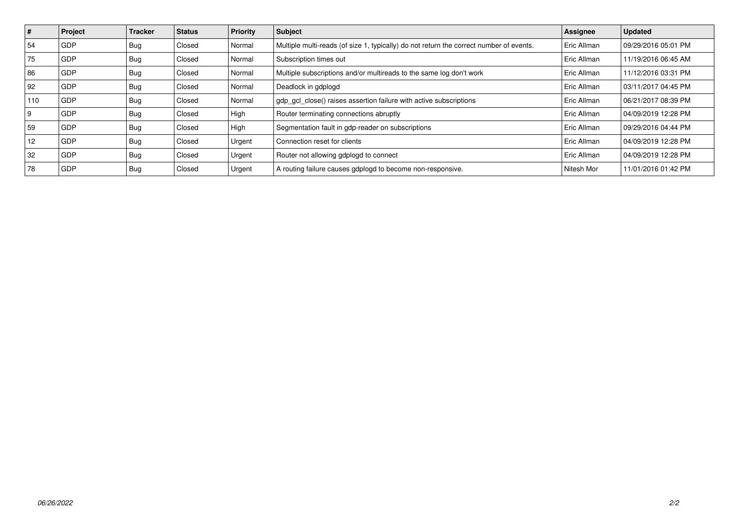| # | Project | Tracker | Status | Priority | Subject | Assignee | Updated |
|---|---|---|---|---|---|---|---|
| 54 | GDP | Bug | Closed | Normal | Multiple multi-reads (of size 1, typically) do not return the correct number of events. | Eric Allman | 09/29/2016 05:01 PM |
| 75 | GDP | Bug | Closed | Normal | Subscription times out | Eric Allman | 11/19/2016 06:45 AM |
| 86 | GDP | Bug | Closed | Normal | Multiple subscriptions and/or multireads to the same log don't work | Eric Allman | 11/12/2016 03:31 PM |
| 92 | GDP | Bug | Closed | Normal | Deadlock in gdplogd | Eric Allman | 03/11/2017 04:45 PM |
| 110 | GDP | Bug | Closed | Normal | gdp_gcl_close() raises assertion failure with active subscriptions | Eric Allman | 06/21/2017 08:39 PM |
| 9 | GDP | Bug | Closed | High | Router terminating connections abruptly | Eric Allman | 04/09/2019 12:28 PM |
| 59 | GDP | Bug | Closed | High | Segmentation fault in gdp-reader on subscriptions | Eric Allman | 09/29/2016 04:44 PM |
| 12 | GDP | Bug | Closed | Urgent | Connection reset for clients | Eric Allman | 04/09/2019 12:28 PM |
| 32 | GDP | Bug | Closed | Urgent | Router not allowing gdplogd to connect | Eric Allman | 04/09/2019 12:28 PM |
| 78 | GDP | Bug | Closed | Urgent | A routing failure causes gdplogd to become non-responsive. | Nitesh Mor | 11/01/2016 01:42 PM |